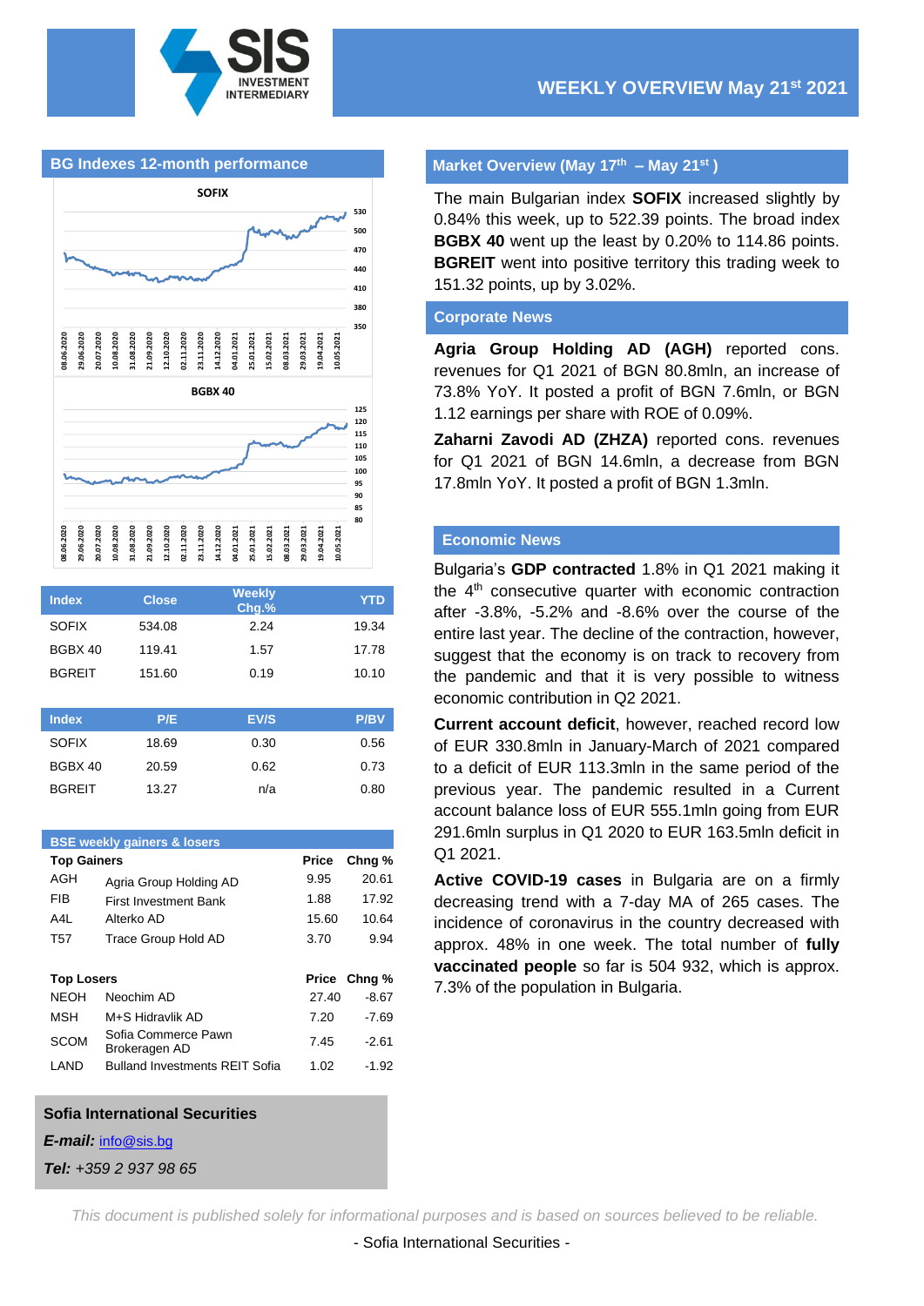SIS INVESTMENT INTERMEDIARY

# WEEKLY OVERVIEW May 21st 2021

## BG Indexes 12-month performance

SOFIX

BGBX 40

| Index | Close | Weekly Chg.% | YTD |
|---|---|---|---|
| SOFIX | 534.08 | 2.24 | 19.34 |
| BGBX 40 | 119.41 | 1.57 | 17.78 |
| BGREIT | 151.60 | 0.19 | 10.10 |

| Index | P/E | EV/S | P/BV |
|---|---|---|---|
| SOFIX | 18.69 | 0.30 | 0.56 |
| BGBX 40 | 20.59 | 0.62 | 0.73 |
| BGREIT | 13.27 | n/a | 0.80 |

### BSE weekly gainers & losers

| Top Gainers | | Price | Chng % |
|---|---|---|---|
| AGH | Agria Group Holding AD | 9.95 | 20.61 |
| FIB | First Investment Bank | 1.88 | 17.92 |
| A4L | Alterko AD | 15.60 | 10.64 |
| T57 | Trace Group Hold AD | 3.70 | 9.94 |

| Top Losers | | Price | Chng % |
|---|---|---|---|
| NEOH | Neochim AD | 27.40 | -8.67 |
| MSH | M+S Hidravlik AD | 7.20 | -7.69 |
| SCOM | Sofia Commerce Pawn Brokeragen AD | 7.45 | -2.61 |
| LAND | Bulland Investments REIT Sofia | 1.02 | -1.92 |

**Sofia International Securities**

***E-mail:*** info@sis.bg

***Tel:*** *+359 2 937 98 65*

## Market Overview (May 17th – May 21st )

The main Bulgarian index **SOFIX** increased slightly by 0.84% this week, up to 522.39 points. The broad index **BGBX 40** went up the least by 0.20% to 114.86 points. **BGREIT** went into positive territory this trading week to 151.32 points, up by 3.02%.

## Corporate News

**Agria Group Holding AD (AGH)** reported cons. revenues for Q1 2021 of BGN 80.8mln, an increase of 73.8% YoY. It posted a profit of BGN 7.6mln, or BGN 1.12 earnings per share with ROE of 0.09%.

**Zaharni Zavodi AD (ZHZA)** reported cons. revenues for Q1 2021 of BGN 14.6mln, a decrease from BGN 17.8mln YoY. It posted a profit of BGN 1.3mln.

## Economic News

Bulgaria's **GDP contracted** 1.8% in Q1 2021 making it the 4th consecutive quarter with economic contraction after -3.8%, -5.2% and -8.6% over the course of the entire last year. The decline of the contraction, however, suggest that the economy is on track to recovery from the pandemic and that it is very possible to witness economic contribution in Q2 2021.

**Current account deficit**, however, reached record low of EUR 330.8mln in January-March of 2021 compared to a deficit of EUR 113.3mln in the same period of the previous year. The pandemic resulted in a Current account balance loss of EUR 555.1mln going from EUR 291.6mln surplus in Q1 2020 to EUR 163.5mln deficit in Q1 2021.

**Active COVID-19 cases** in Bulgaria are on a firmly decreasing trend with a 7-day MA of 265 cases. The incidence of coronavirus in the country decreased with approx. 48% in one week. The total number of **fully vaccinated people** so far is 504 932, which is approx. 7.3% of the population in Bulgaria.

*This document is published solely for informational purposes and is based on sources believed to be reliable.*

- Sofia International Securities -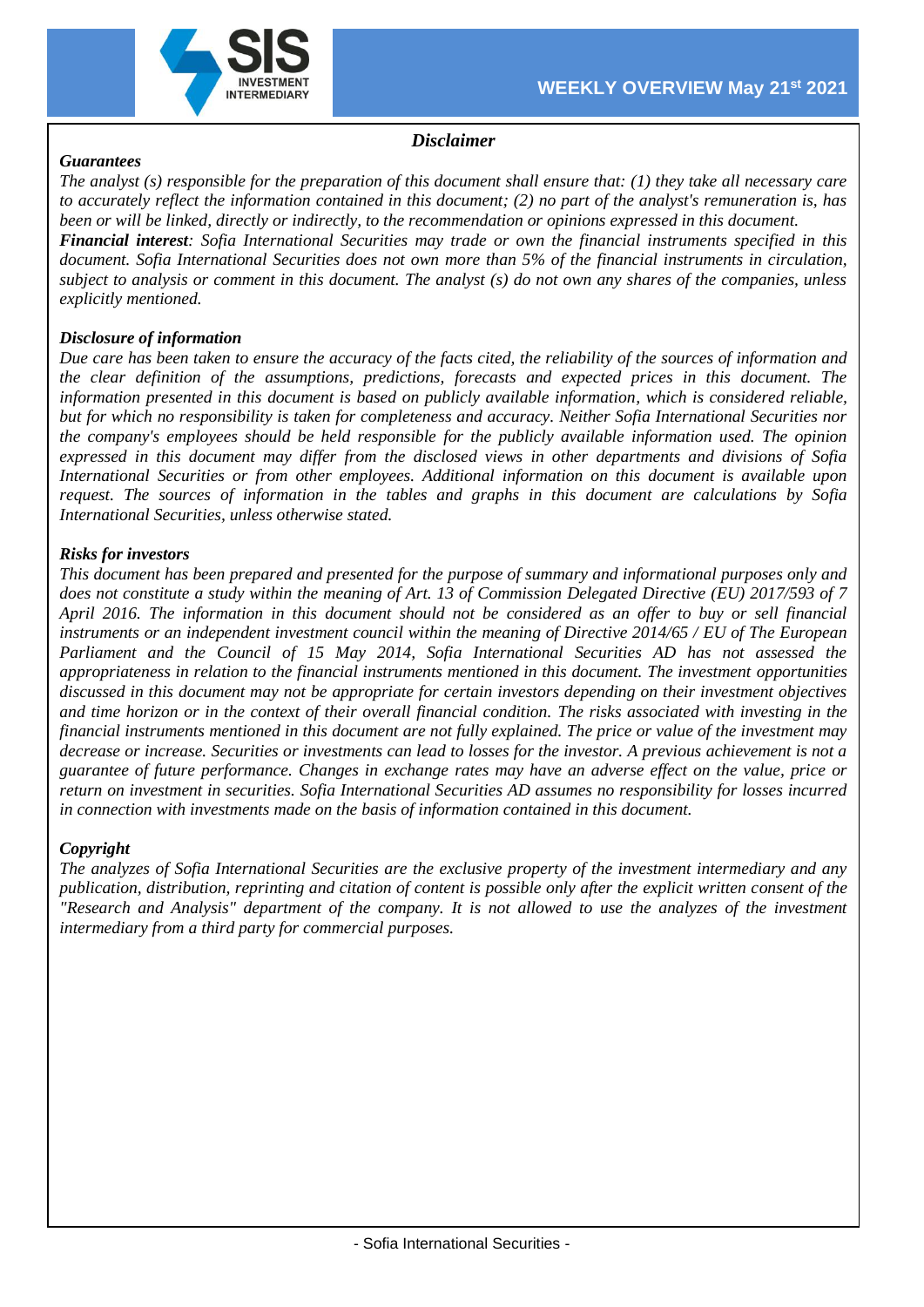## *Disclaimer*

***Guarantees***

*The analyst (s) responsible for the preparation of this document shall ensure that: (1) they take all necessary care to accurately reflect the information contained in this document; (2) no part of the analyst's remuneration is, has been or will be linked, directly or indirectly, to the recommendation or opinions expressed in this document.*

***Financial interest**: Sofia International Securities may trade or own the financial instruments specified in this document. Sofia International Securities does not own more than 5% of the financial instruments in circulation, subject to analysis or comment in this document. The analyst (s) do not own any shares of the companies, unless explicitly mentioned.*

***Disclosure of information***

*Due care has been taken to ensure the accuracy of the facts cited, the reliability of the sources of information and the clear definition of the assumptions, predictions, forecasts and expected prices in this document. The information presented in this document is based on publicly available information, which is considered reliable, but for which no responsibility is taken for completeness and accuracy. Neither Sofia International Securities nor the company's employees should be held responsible for the publicly available information used. The opinion expressed in this document may differ from the disclosed views in other departments and divisions of Sofia International Securities or from other employees. Additional information on this document is available upon request. The sources of information in the tables and graphs in this document are calculations by Sofia International Securities, unless otherwise stated.*

***Risks for investors***

*This document has been prepared and presented for the purpose of summary and informational purposes only and does not constitute a study within the meaning of Art. 13 of Commission Delegated Directive (EU) 2017/593 of 7 April 2016. The information in this document should not be considered as an offer to buy or sell financial instruments or an independent investment council within the meaning of Directive 2014/65 / EU of The European Parliament and the Council of 15 May 2014, Sofia International Securities AD has not assessed the appropriateness in relation to the financial instruments mentioned in this document. The investment opportunities discussed in this document may not be appropriate for certain investors depending on their investment objectives and time horizon or in the context of their overall financial condition. The risks associated with investing in the financial instruments mentioned in this document are not fully explained. The price or value of the investment may decrease or increase. Securities or investments can lead to losses for the investor. A previous achievement is not a guarantee of future performance. Changes in exchange rates may have an adverse effect on the value, price or return on investment in securities. Sofia International Securities AD assumes no responsibility for losses incurred in connection with investments made on the basis of information contained in this document.*

***Copyright***

*The analyzes of Sofia International Securities are the exclusive property of the investment intermediary and any publication, distribution, reprinting and citation of content is possible only after the explicit written consent of the "Research and Analysis" department of the company. It is not allowed to use the analyzes of the investment intermediary from a third party for commercial purposes.*